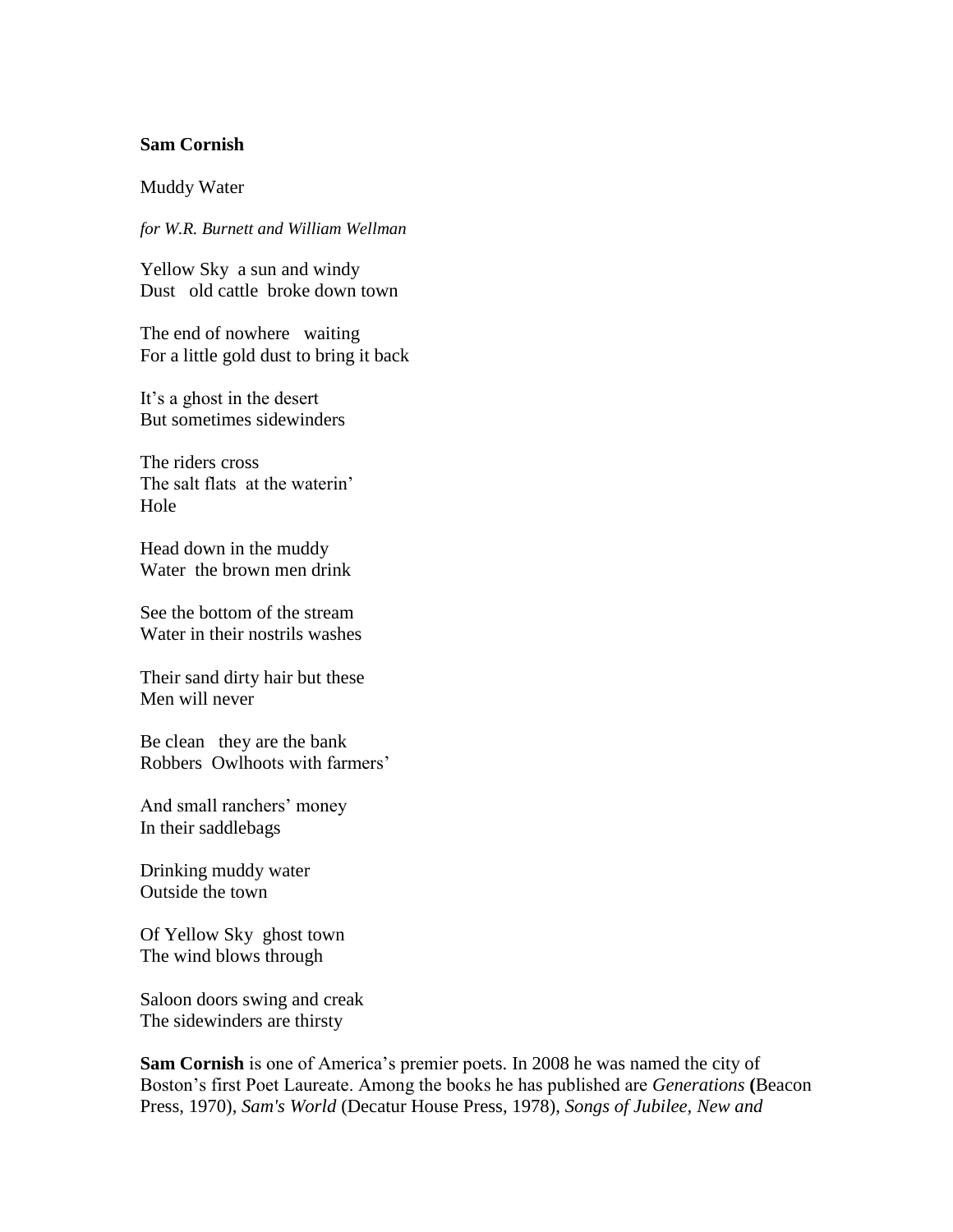**Sam Cornish**

Muddy Water

*for W.R. Burnett and William Wellman*

Yellow Sky  a sun and windy  
Dust   old cattle  broke down town

The end of nowhere   waiting  
For a little gold dust to bring it back

It's a ghost in the desert  
But sometimes sidewinders

The riders cross  
The salt flats  at the waterin'  
Hole

Head down in the muddy  
Water  the brown men drink

See the bottom of the stream  
Water in their nostrils washes

Their sand dirty hair but these  
Men will never

Be clean   they are the bank  
Robbers  Owlhoots with farmers'

And small ranchers' money  
In their saddlebags

Drinking muddy water  
Outside the town

Of Yellow Sky  ghost town  
The wind blows through

Saloon doors swing and creak  
The sidewinders are thirsty

**Sam Cornish** is one of America's premier poets. In 2008 he was named the city of Boston's first Poet Laureate. Among the books he has published are *Generations* **(**Beacon Press, 1970), *Sam's World* (Decatur House Press, 1978), *Songs of Jubilee, New and*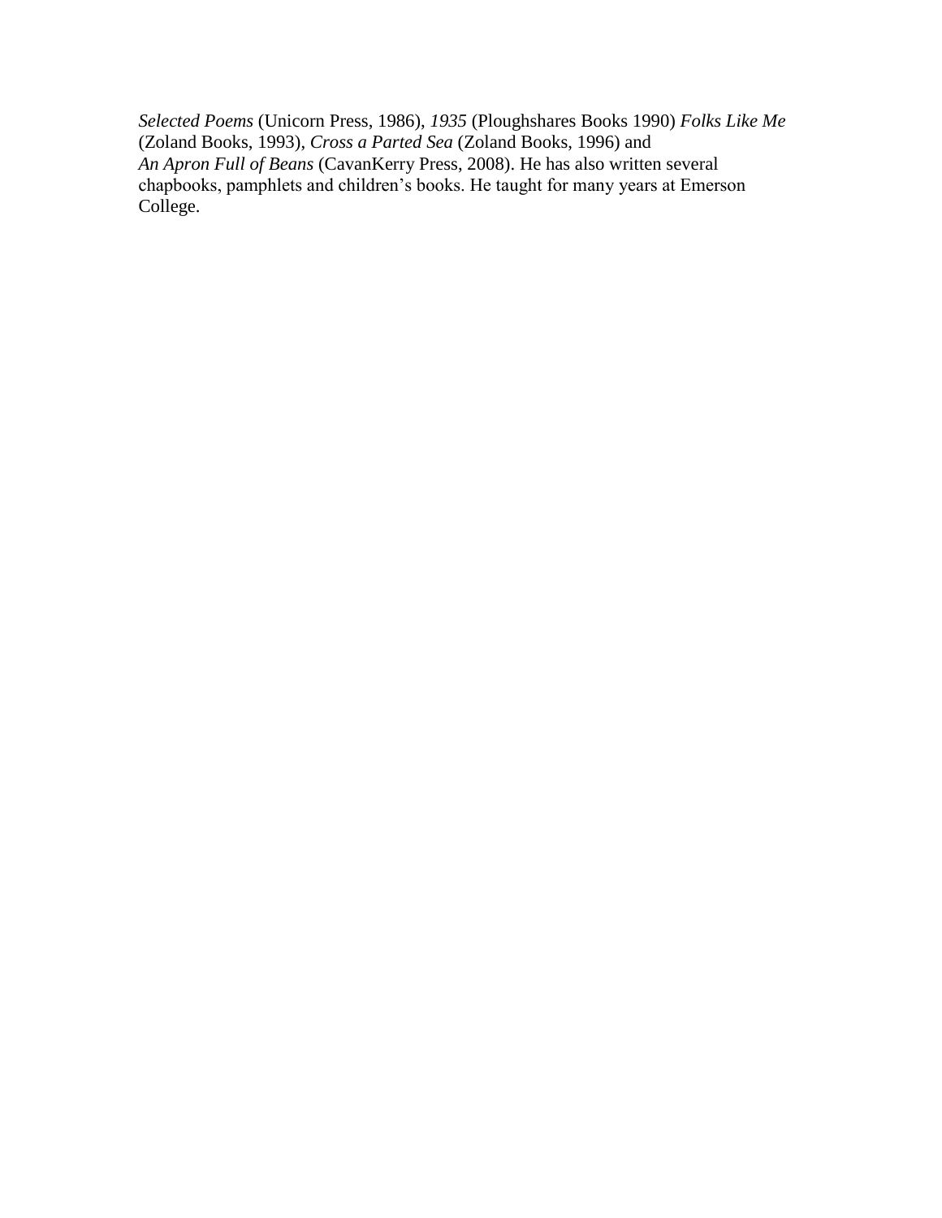*Selected Poems* (Unicorn Press, 1986), *1935* (Ploughshares Books 1990) *Folks Like Me* (Zoland Books, 1993), *Cross a Parted Sea* (Zoland Books, 1996) and *An Apron Full of Beans* (CavanKerry Press, 2008). He has also written several chapbooks, pamphlets and children's books. He taught for many years at Emerson College.